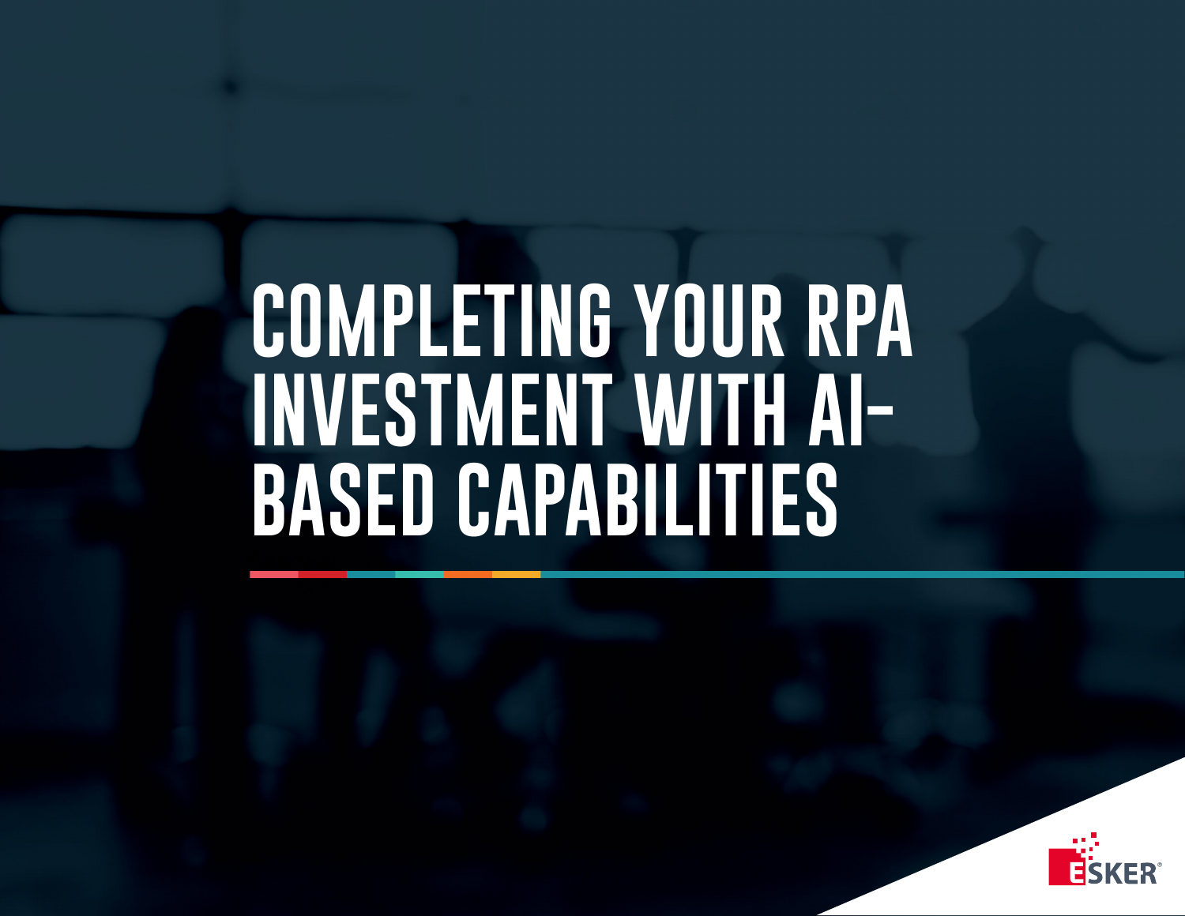# COMPLETING YOUR RPA INVESTMENT WITH AI-BASED CAPABILITIES

ESKER®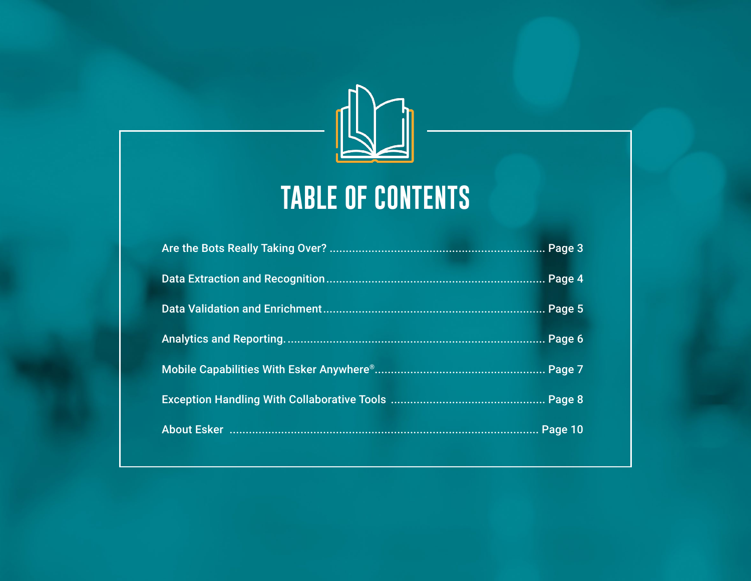# TABLE OF CONTENTS

Are the Bots Really Taking Over? .................................................................. Page 3

Data Extraction and Recognition .................................................................. Page 4

Data Validation and Enrichment .................................................................. Page 5

Analytics and Reporting. .............................................................................. Page 6

Mobile Capabilities With Esker Anywhere®.................................................. Page 7

Exception Handling With Collaborative Tools ............................................... Page 8

About Esker ............................................................................................. Page 10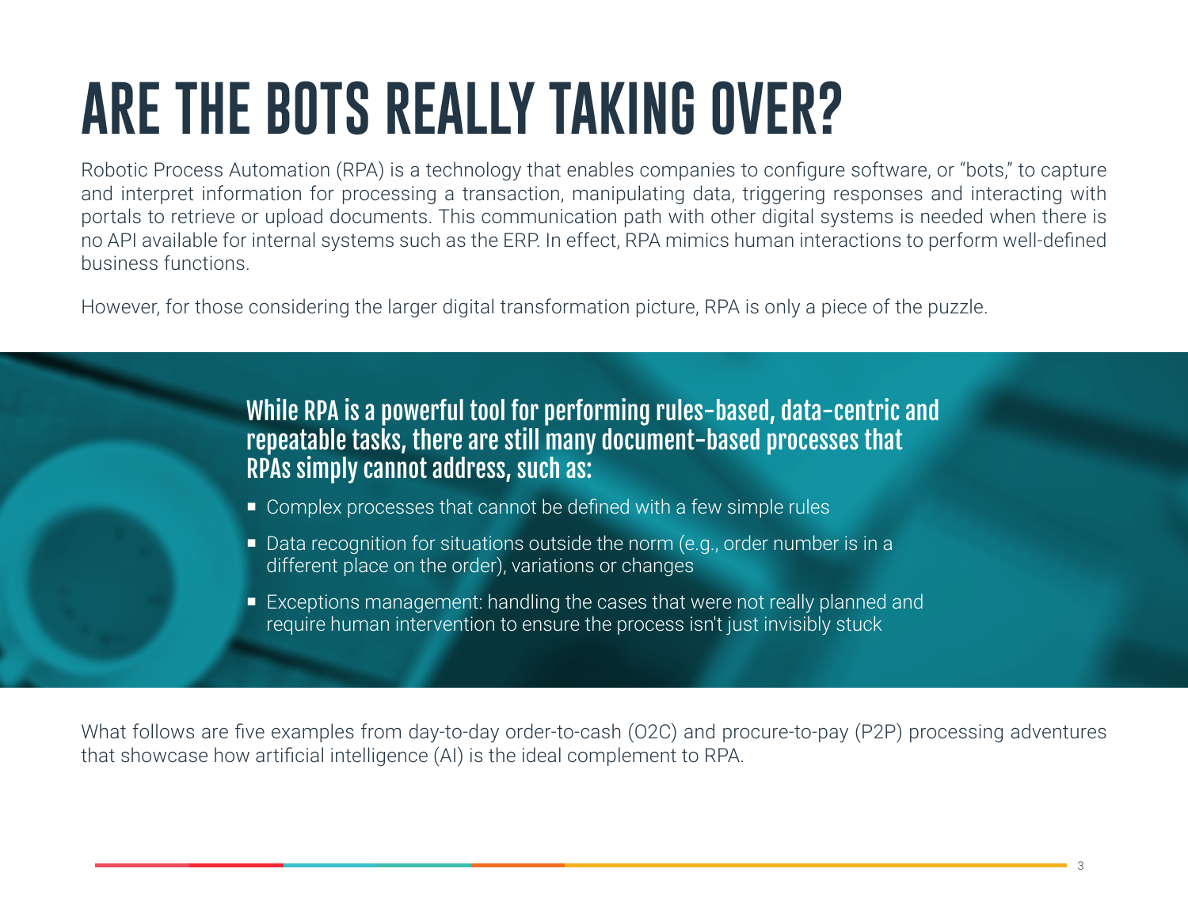# ARE THE BOTS REALLY TAKING OVER?

Robotic Process Automation (RPA) is a technology that enables companies to configure software, or "bots," to capture and interpret information for processing a transaction, manipulating data, triggering responses and interacting with portals to retrieve or upload documents. This communication path with other digital systems is needed when there is no API available for internal systems such as the ERP. In effect, RPA mimics human interactions to perform well-defined business functions.

However, for those considering the larger digital transformation picture, RPA is only a piece of the puzzle.

**While RPA is a powerful tool for performing rules-based, data-centric and repeatable tasks, there are still many document-based processes that RPAs simply cannot address, such as:**

- Complex processes that cannot be defined with a few simple rules
- Data recognition for situations outside the norm (e.g., order number is in a different place on the order), variations or changes
- Exceptions management: handling the cases that were not really planned and require human intervention to ensure the process isn't just invisibly stuck

What follows are five examples from day-to-day order-to-cash (O2C) and procure-to-pay (P2P) processing adventures that showcase how artificial intelligence (AI) is the ideal complement to RPA.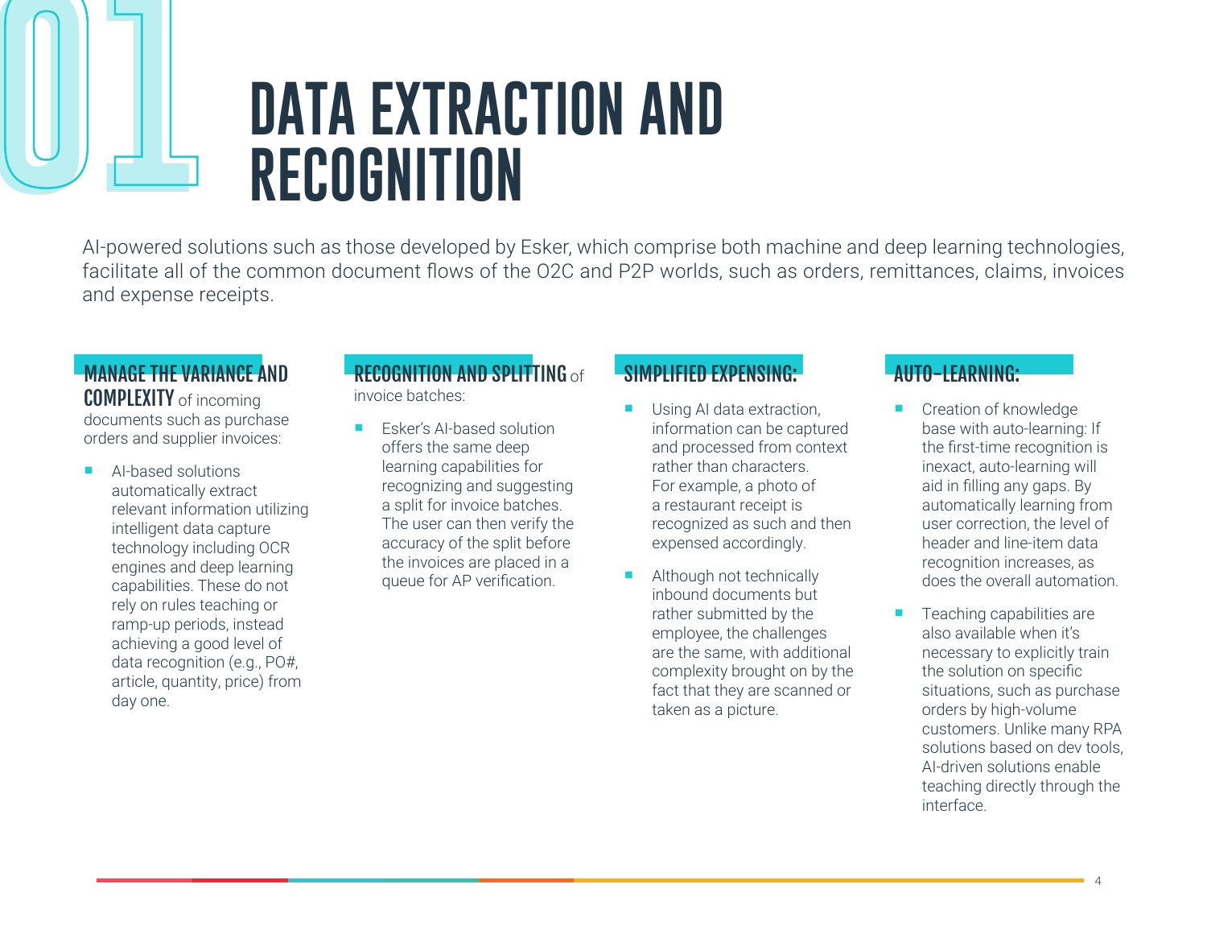# 01 DATA EXTRACTION AND RECOGNITION

AI-powered solutions such as those developed by Esker, which comprise both machine and deep learning technologies, facilitate all of the common document flows of the O2C and P2P worlds, such as orders, remittances, claims, invoices and expense receipts.

**MANAGE THE VARIANCE AND COMPLEXITY** of incoming documents such as purchase orders and supplier invoices:

- AI-based solutions automatically extract relevant information utilizing intelligent data capture technology including OCR engines and deep learning capabilities. These do not rely on rules teaching or ramp-up periods, instead achieving a good level of data recognition (e.g., PO#, article, quantity, price) from day one.

**RECOGNITION AND SPLITTING** of invoice batches:

- Esker's AI-based solution offers the same deep learning capabilities for recognizing and suggesting a split for invoice batches. The user can then verify the accuracy of the split before the invoices are placed in a queue for AP verification.

**SIMPLIFIED EXPENSING:**

- Using AI data extraction, information can be captured and processed from context rather than characters. For example, a photo of a restaurant receipt is recognized as such and then expensed accordingly.
- Although not technically inbound documents but rather submitted by the employee, the challenges are the same, with additional complexity brought on by the fact that they are scanned or taken as a picture.

**AUTO-LEARNING:**

- Creation of knowledge base with auto-learning: If the first-time recognition is inexact, auto-learning will aid in filling any gaps. By automatically learning from user correction, the level of header and line-item data recognition increases, as does the overall automation.
- Teaching capabilities are also available when it's necessary to explicitly train the solution on specific situations, such as purchase orders by high-volume customers. Unlike many RPA solutions based on dev tools, AI-driven solutions enable teaching directly through the interface.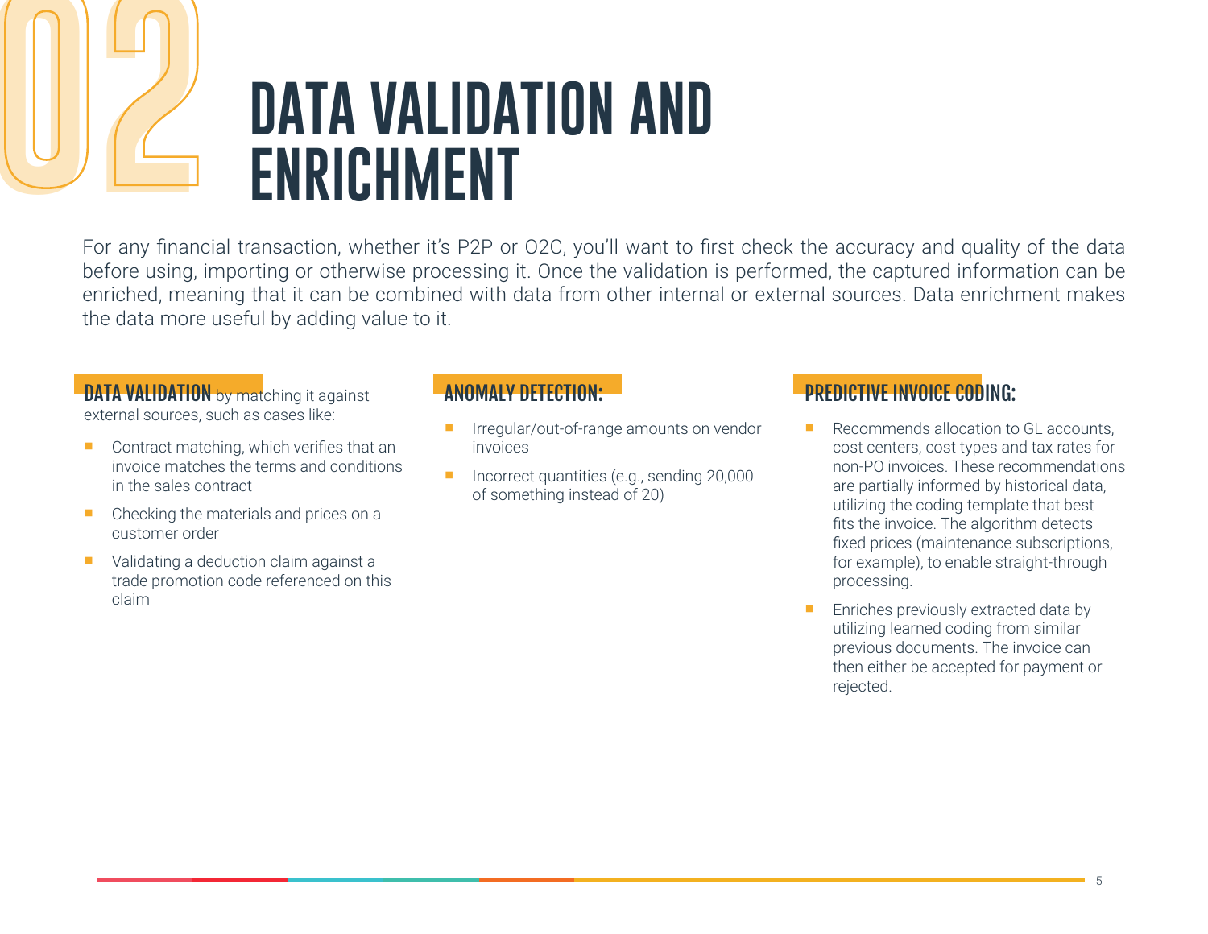# 02 DATA VALIDATION AND ENRICHMENT

For any financial transaction, whether it's P2P or O2C, you'll want to first check the accuracy and quality of the data before using, importing or otherwise processing it. Once the validation is performed, the captured information can be enriched, meaning that it can be combined with data from other internal or external sources. Data enrichment makes the data more useful by adding value to it.

**DATA VALIDATION** by matching it against external sources, such as cases like:

- Contract matching, which verifies that an invoice matches the terms and conditions in the sales contract
- Checking the materials and prices on a customer order
- Validating a deduction claim against a trade promotion code referenced on this claim

### ANOMALY DETECTION:

- Irregular/out-of-range amounts on vendor invoices
- Incorrect quantities (e.g., sending 20,000 of something instead of 20)

### PREDICTIVE INVOICE CODING:

- Recommends allocation to GL accounts, cost centers, cost types and tax rates for non-PO invoices. These recommendations are partially informed by historical data, utilizing the coding template that best fits the invoice. The algorithm detects fixed prices (maintenance subscriptions, for example), to enable straight-through processing.
- Enriches previously extracted data by utilizing learned coding from similar previous documents. The invoice can then either be accepted for payment or rejected.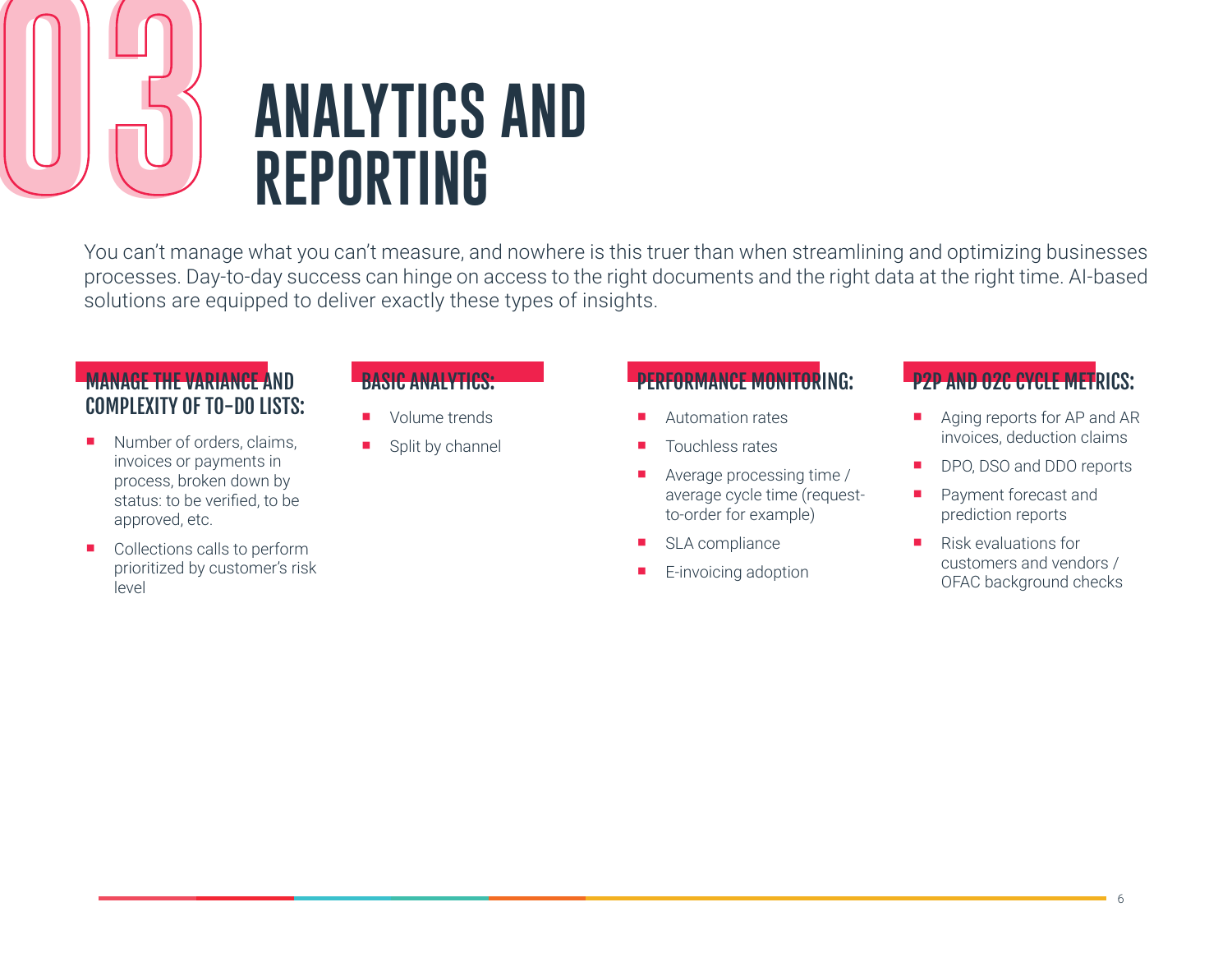# 03 ANALYTICS AND REPORTING

You can't manage what you can't measure, and nowhere is this truer than when streamlining and optimizing businesses processes. Day-to-day success can hinge on access to the right documents and the right data at the right time. AI-based solutions are equipped to deliver exactly these types of insights.

### MANAGE THE VARIANCE AND COMPLEXITY OF TO-DO LISTS:

- Number of orders, claims, invoices or payments in process, broken down by status: to be verified, to be approved, etc.
- Collections calls to perform prioritized by customer's risk level

### BASIC ANALYTICS:

- Volume trends
- Split by channel

### PERFORMANCE MONITORING:

- Automation rates
- Touchless rates
- Average processing time / average cycle time (request-to-order for example)
- SLA compliance
- E-invoicing adoption

### P2P AND O2C CYCLE METRICS:

- Aging reports for AP and AR invoices, deduction claims
- DPO, DSO and DDO reports
- Payment forecast and prediction reports
- Risk evaluations for customers and vendors / OFAC background checks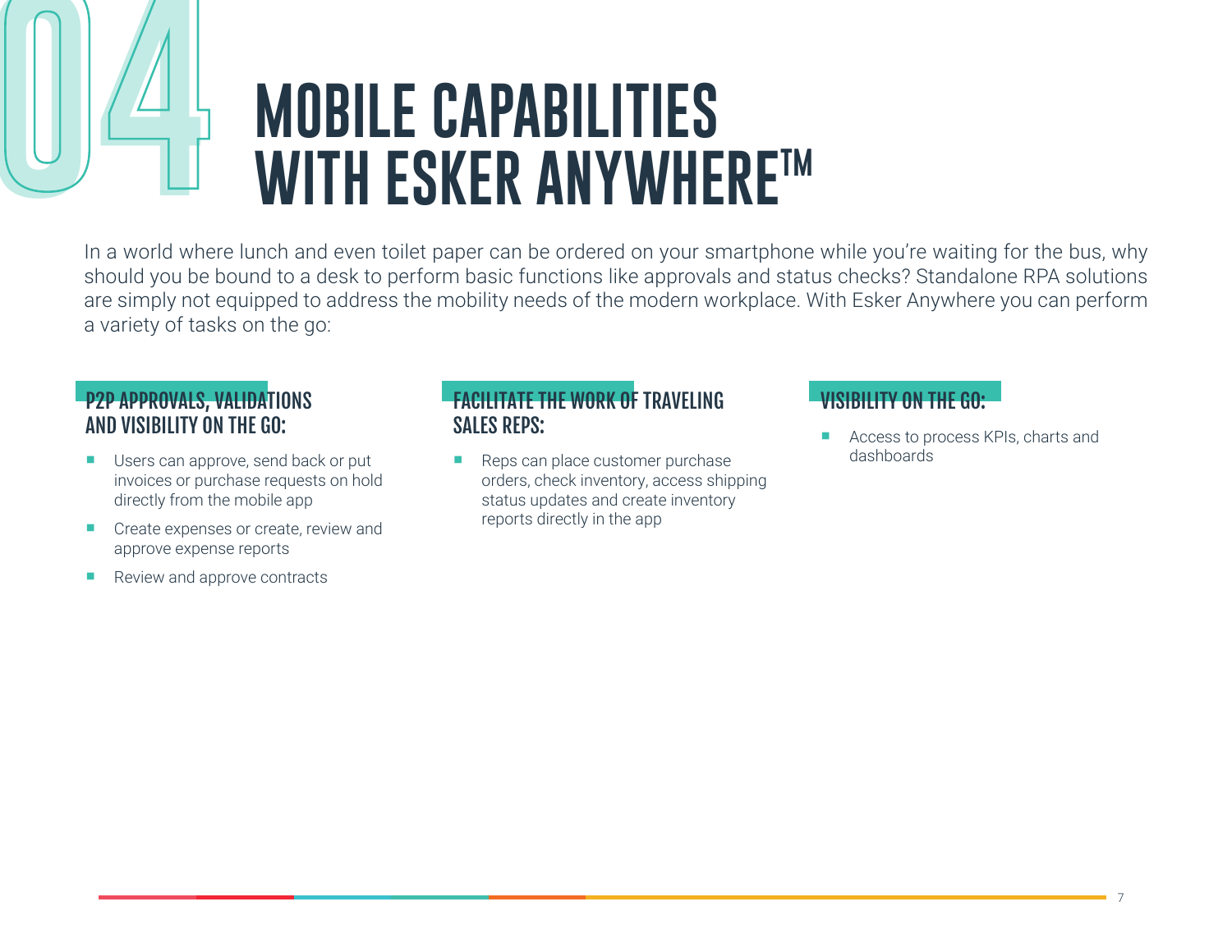# 04 MOBILE CAPABILITIES WITH ESKER ANYWHERE™

In a world where lunch and even toilet paper can be ordered on your smartphone while you're waiting for the bus, why should you be bound to a desk to perform basic functions like approvals and status checks? Standalone RPA solutions are simply not equipped to address the mobility needs of the modern workplace. With Esker Anywhere you can perform a variety of tasks on the go:

### P2P APPROVALS, VALIDATIONS AND VISIBILITY ON THE GO:

- Users can approve, send back or put invoices or purchase requests on hold directly from the mobile app
- Create expenses or create, review and approve expense reports
- Review and approve contracts

### FACILITATE THE WORK OF TRAVELING SALES REPS:

- Reps can place customer purchase orders, check inventory, access shipping status updates and create inventory reports directly in the app

### VISIBILITY ON THE GO:

- Access to process KPIs, charts and dashboards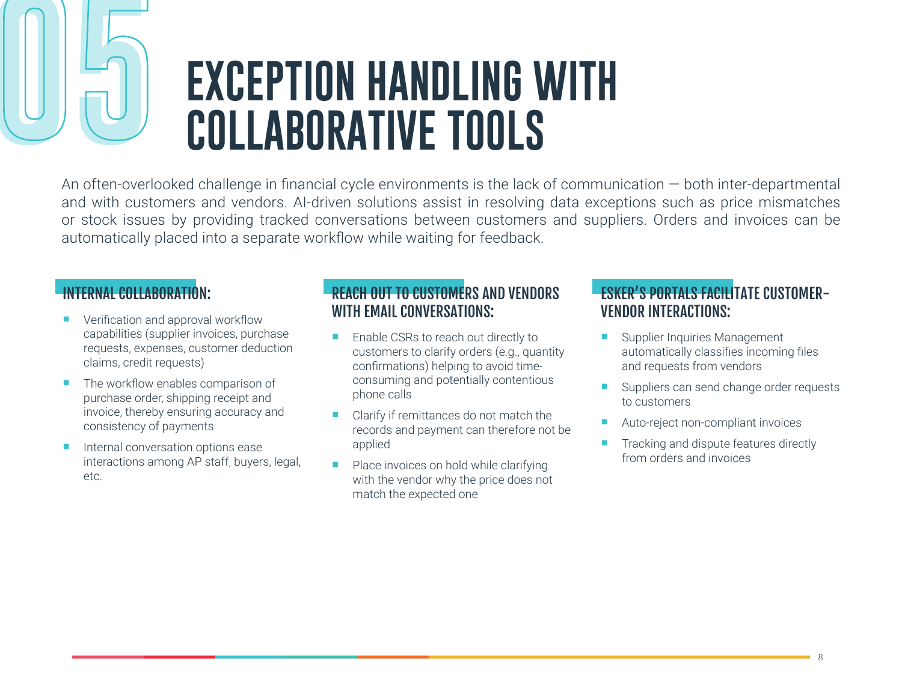# 05 EXCEPTION HANDLING WITH COLLABORATIVE TOOLS

An often-overlooked challenge in financial cycle environments is the lack of communication — both inter-departmental and with customers and vendors. AI-driven solutions assist in resolving data exceptions such as price mismatches or stock issues by providing tracked conversations between customers and suppliers. Orders and invoices can be automatically placed into a separate workflow while waiting for feedback.

### INTERNAL COLLABORATION:

- Verification and approval workflow capabilities (supplier invoices, purchase requests, expenses, customer deduction claims, credit requests)
- The workflow enables comparison of purchase order, shipping receipt and invoice, thereby ensuring accuracy and consistency of payments
- Internal conversation options ease interactions among AP staff, buyers, legal, etc.

### REACH OUT TO CUSTOMERS AND VENDORS WITH EMAIL CONVERSATIONS:

- Enable CSRs to reach out directly to customers to clarify orders (e.g., quantity confirmations) helping to avoid time-consuming and potentially contentious phone calls
- Clarify if remittances do not match the records and payment can therefore not be applied
- Place invoices on hold while clarifying with the vendor why the price does not match the expected one

### ESKER'S PORTALS FACILITATE CUSTOMER-VENDOR INTERACTIONS:

- Supplier Inquiries Management automatically classifies incoming files and requests from vendors
- Suppliers can send change order requests to customers
- Auto-reject non-compliant invoices
- Tracking and dispute features directly from orders and invoices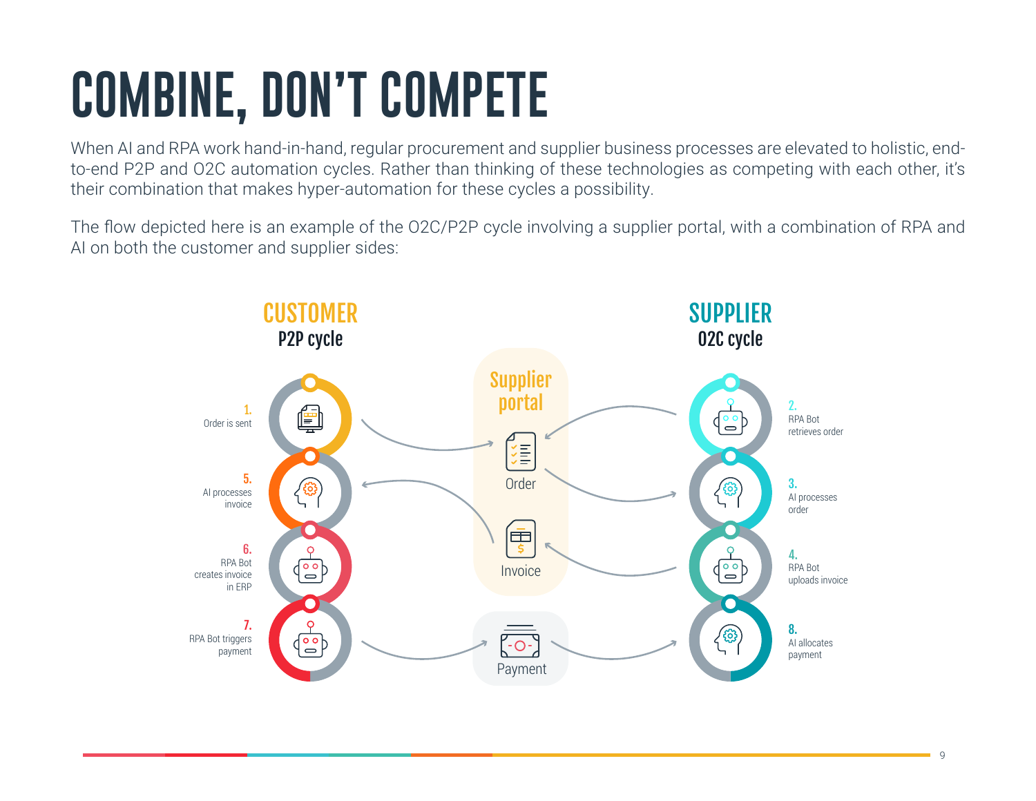# COMBINE, DON'T COMPETE

When AI and RPA work hand-in-hand, regular procurement and supplier business processes are elevated to holistic, end-to-end P2P and O2C automation cycles. Rather than thinking of these technologies as competing with each other, it's their combination that makes hyper-automation for these cycles a possibility.

The flow depicted here is an example of the O2C/P2P cycle involving a supplier portal, with a combination of RPA and AI on both the customer and supplier sides:

**CUSTOMER**
P2P cycle

1. Order is sent
5. AI processes invoice
6. RPA Bot creates invoice in ERP
7. RPA Bot triggers payment

**Supplier portal**

- Order
- Invoice

Payment

**SUPPLIER**
O2C cycle

2. RPA Bot retrieves order
3. AI processes order
4. RPA Bot uploads invoice
8. AI allocates payment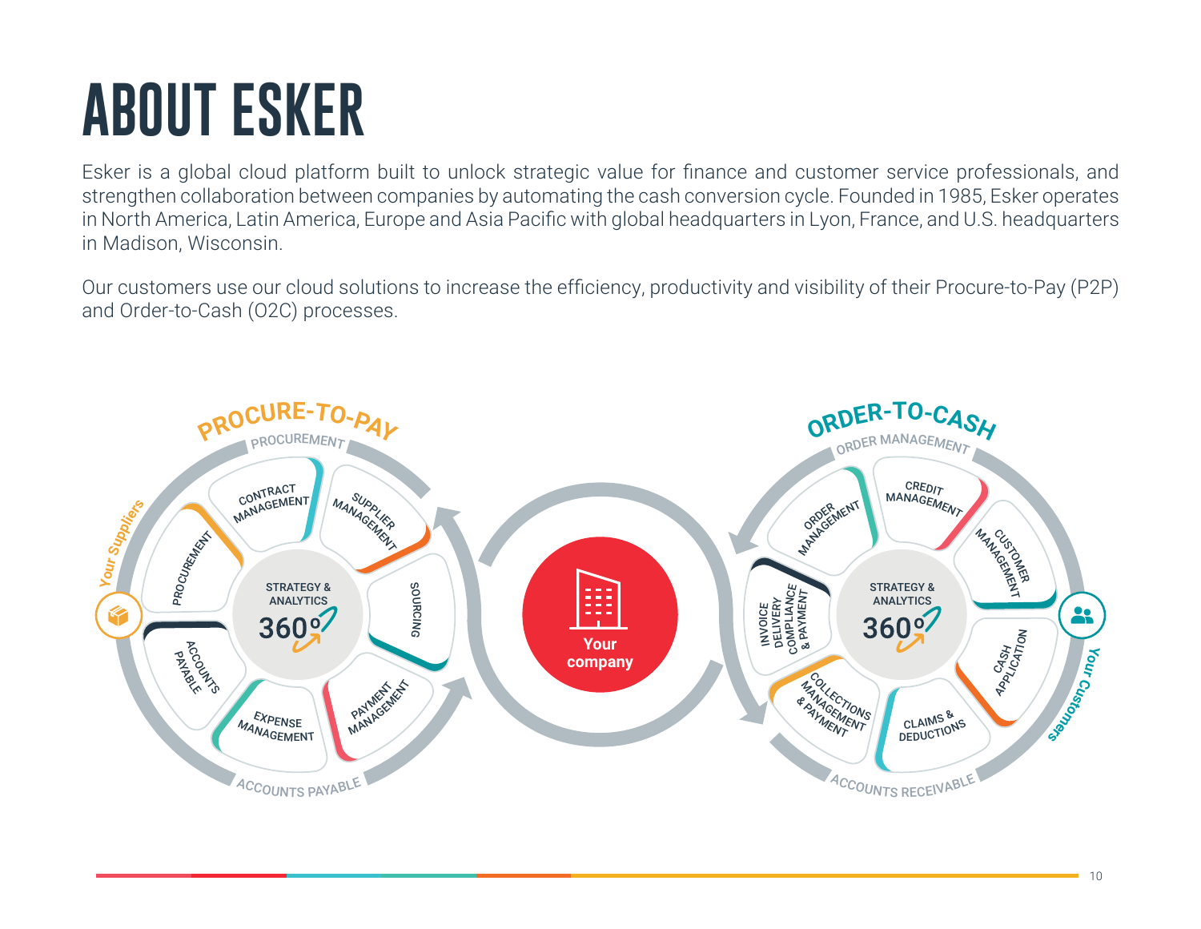# ABOUT ESKER

Esker is a global cloud platform built to unlock strategic value for finance and customer service professionals, and strengthen collaboration between companies by automating the cash conversion cycle. Founded in 1985, Esker operates in North America, Latin America, Europe and Asia Pacific with global headquarters in Lyon, France, and U.S. headquarters in Madison, Wisconsin.

Our customers use our cloud solutions to increase the efficiency, productivity and visibility of their Procure-to-Pay (P2P) and Order-to-Cash (O2C) processes.

**PROCURE-TO-PAY**

Your Suppliers

PROCUREMENT

- CONTRACT MANAGEMENT
- SUPPLIER MANAGEMENT
- SOURCING
- PAYMENT MANAGEMENT
- EXPENSE MANAGEMENT
- ACCOUNTS PAYABLE
- PROCUREMENT

STRATEGY & ANALYTICS 360°

ACCOUNTS PAYABLE

**Your company**

**ORDER-TO-CASH**

Your Customers

ORDER MANAGEMENT

- ORDER MANAGEMENT
- CREDIT MANAGEMENT
- CUSTOMER MANAGEMENT
- CASH APPLICATION
- CLAIMS & DEDUCTIONS
- COLLECTIONS MANAGEMENT & PAYMENT
- INVOICE DELIVERY COMPLIANCE & PAYMENT

STRATEGY & ANALYTICS 360°

ACCOUNTS RECEIVABLE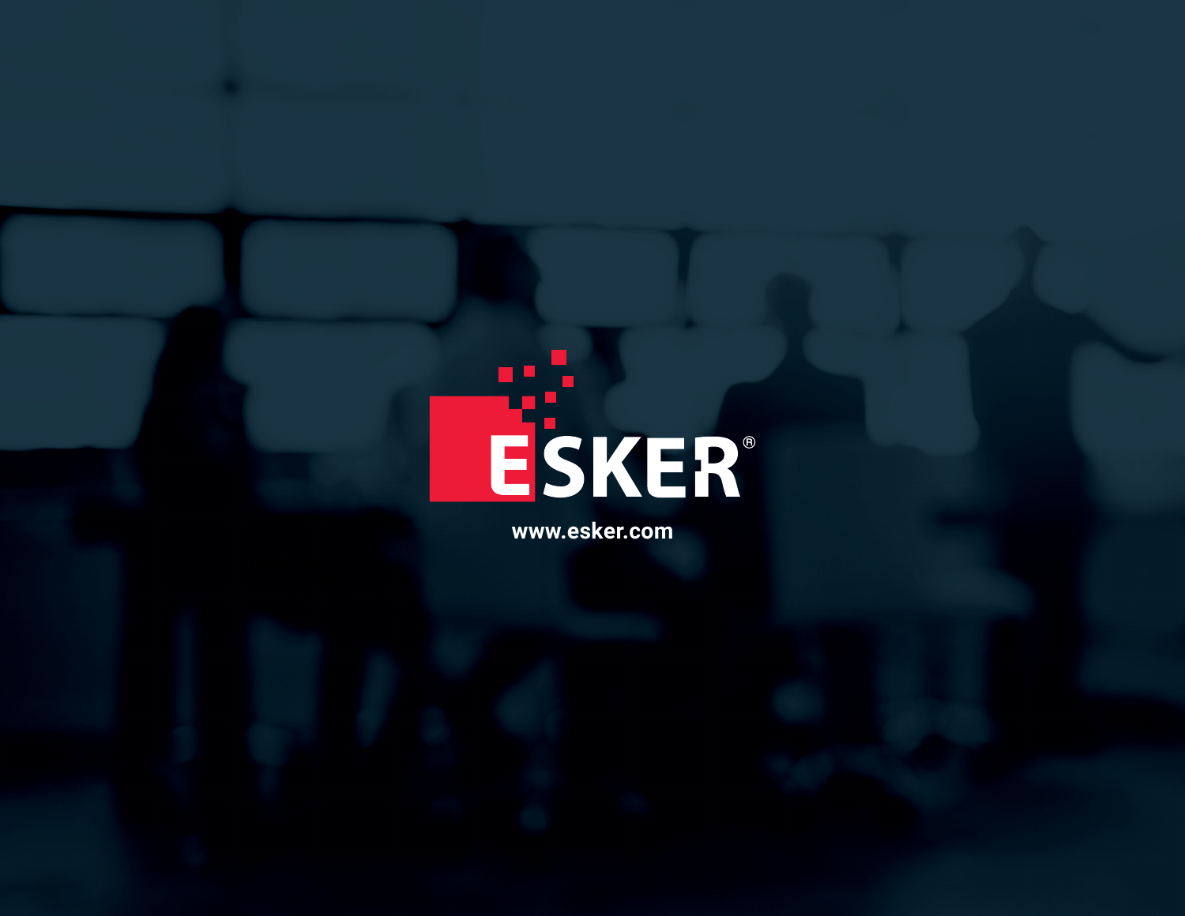ESKER®

www.esker.com